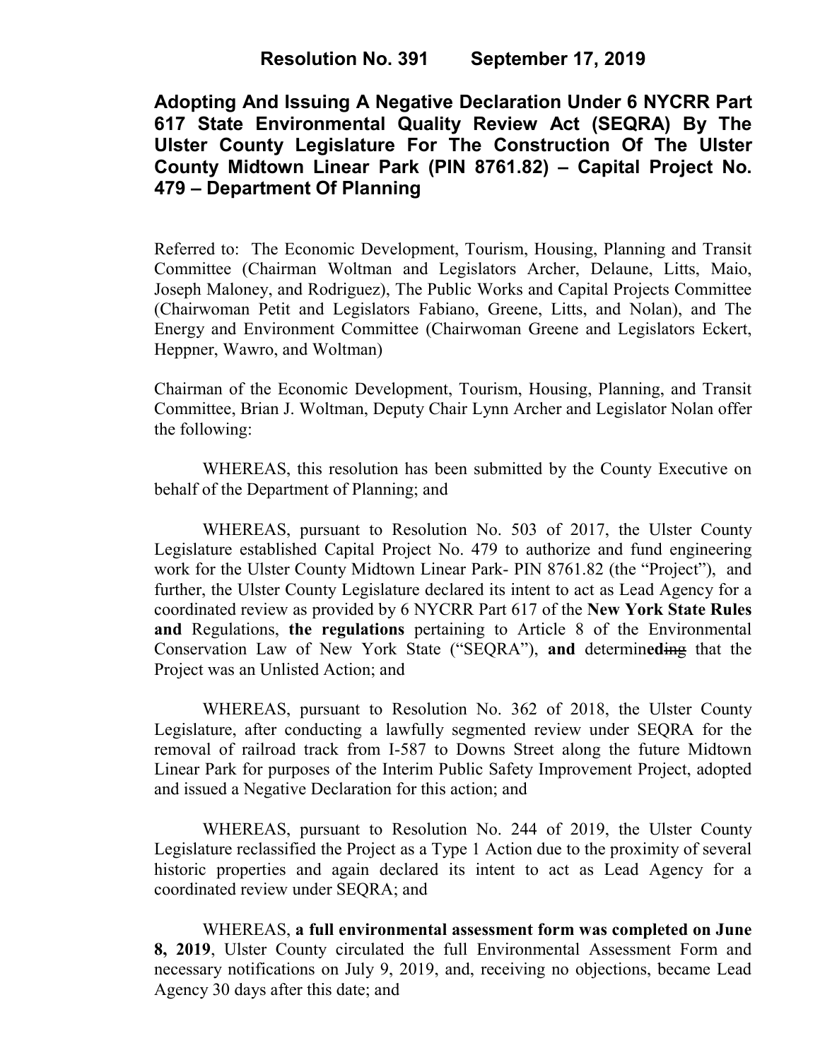# Resolution No. 391 September 17, 2019

## Adopting And Issuing A Negative Declaration Under 6 NYCRR Part 617 State Environmental Quality Review Act (SEQRA) By The Ulster County Legislature For The Construction Of The Ulster County Midtown Linear Park (PIN 8761.82) – Capital Project No. 479 – Department Of Planning

Referred to: The Economic Development, Tourism, Housing, Planning and Transit Committee (Chairman Woltman and Legislators Archer, Delaune, Litts, Maio, Joseph Maloney, and Rodriguez), The Public Works and Capital Projects Committee (Chairwoman Petit and Legislators Fabiano, Greene, Litts, and Nolan), and The Energy and Environment Committee (Chairwoman Greene and Legislators Eckert, Heppner, Wawro, and Woltman)

Chairman of the Economic Development, Tourism, Housing, Planning, and Transit Committee, Brian J. Woltman, Deputy Chair Lynn Archer and Legislator Nolan offer the following:

WHEREAS, this resolution has been submitted by the County Executive on behalf of the Department of Planning; and

WHEREAS, pursuant to Resolution No. 503 of 2017, the Ulster County Legislature established Capital Project No. 479 to authorize and fund engineering work for the Ulster County Midtown Linear Park- PIN 8761.82 (the "Project"), and further, the Ulster County Legislature declared its intent to act as Lead Agency for a coordinated review as provided by 6 NYCRR Part 617 of the **New York State Rules and** Regulations, **the regulations** pertaining to Article 8 of the Environmental Conservation Law of New York State ("SEQRA"), **and** determin**ed**~~ing~~ that the Project was an Unlisted Action; and

WHEREAS, pursuant to Resolution No. 362 of 2018, the Ulster County Legislature, after conducting a lawfully segmented review under SEQRA for the removal of railroad track from I-587 to Downs Street along the future Midtown Linear Park for purposes of the Interim Public Safety Improvement Project, adopted and issued a Negative Declaration for this action; and

WHEREAS, pursuant to Resolution No. 244 of 2019, the Ulster County Legislature reclassified the Project as a Type 1 Action due to the proximity of several historic properties and again declared its intent to act as Lead Agency for a coordinated review under SEQRA; and

WHEREAS, **a full environmental assessment form was completed on June 8, 2019**, Ulster County circulated the full Environmental Assessment Form and necessary notifications on July 9, 2019, and, receiving no objections, became Lead Agency 30 days after this date; and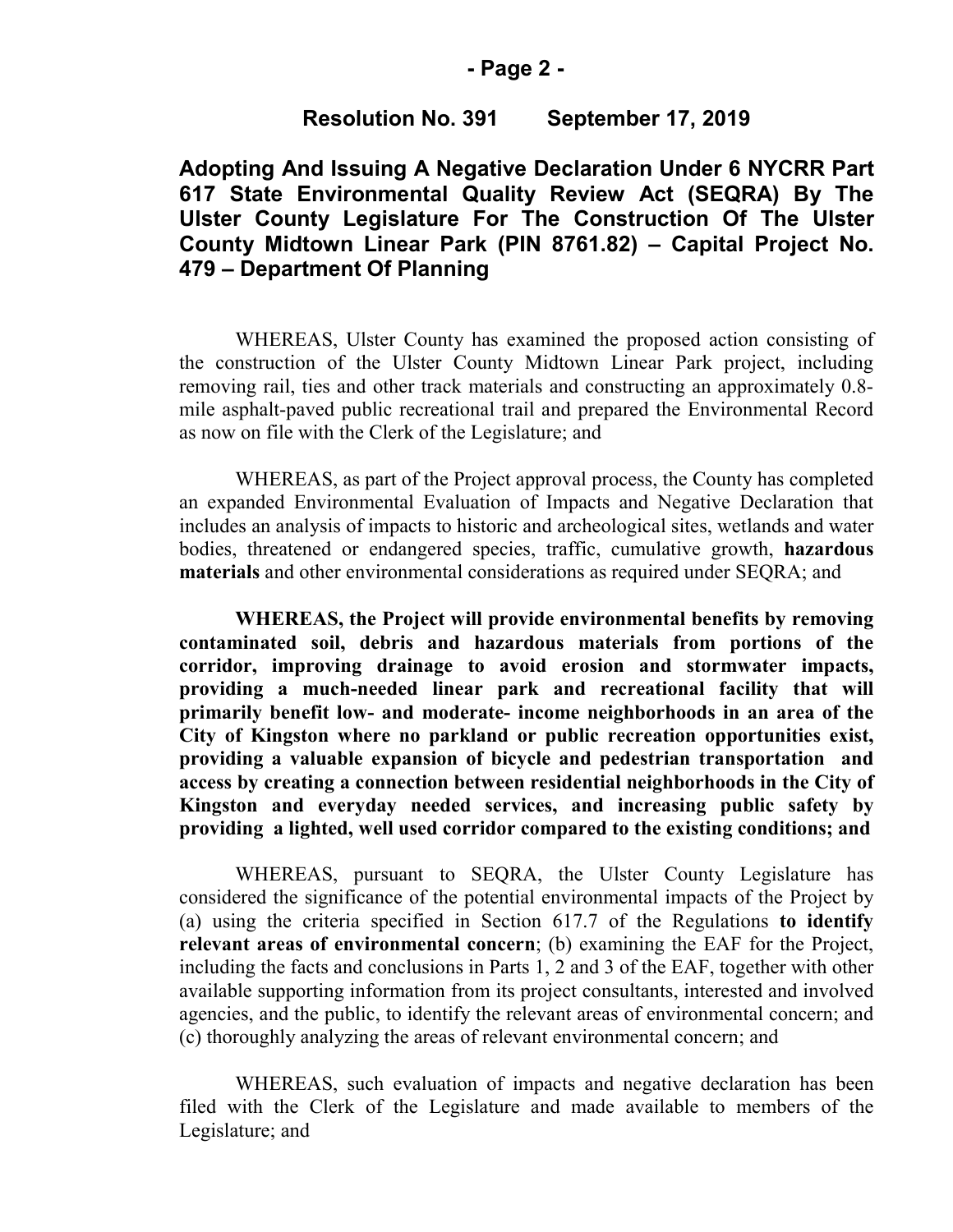**Resolution No. 391 September 17, 2019**

**Adopting And Issuing A Negative Declaration Under 6 NYCRR Part 617 State Environmental Quality Review Act (SEQRA) By The Ulster County Legislature For The Construction Of The Ulster County Midtown Linear Park (PIN 8761.82) – Capital Project No. 479 – Department Of Planning**

WHEREAS, Ulster County has examined the proposed action consisting of the construction of the Ulster County Midtown Linear Park project, including removing rail, ties and other track materials and constructing an approximately 0.8-mile asphalt-paved public recreational trail and prepared the Environmental Record as now on file with the Clerk of the Legislature; and

WHEREAS, as part of the Project approval process, the County has completed an expanded Environmental Evaluation of Impacts and Negative Declaration that includes an analysis of impacts to historic and archeological sites, wetlands and water bodies, threatened or endangered species, traffic, cumulative growth, **hazardous materials** and other environmental considerations as required under SEQRA; and

**WHEREAS, the Project will provide environmental benefits by removing contaminated soil, debris and hazardous materials from portions of the corridor, improving drainage to avoid erosion and stormwater impacts, providing a much-needed linear park and recreational facility that will primarily benefit low- and moderate- income neighborhoods in an area of the City of Kingston where no parkland or public recreation opportunities exist, providing a valuable expansion of bicycle and pedestrian transportation and access by creating a connection between residential neighborhoods in the City of Kingston and everyday needed services, and increasing public safety by providing a lighted, well used corridor compared to the existing conditions; and**

WHEREAS, pursuant to SEQRA, the Ulster County Legislature has considered the significance of the potential environmental impacts of the Project by (a) using the criteria specified in Section 617.7 of the Regulations **to identify relevant areas of environmental concern**; (b) examining the EAF for the Project, including the facts and conclusions in Parts 1, 2 and 3 of the EAF, together with other available supporting information from its project consultants, interested and involved agencies, and the public, to identify the relevant areas of environmental concern; and (c) thoroughly analyzing the areas of relevant environmental concern; and

WHEREAS, such evaluation of impacts and negative declaration has been filed with the Clerk of the Legislature and made available to members of the Legislature; and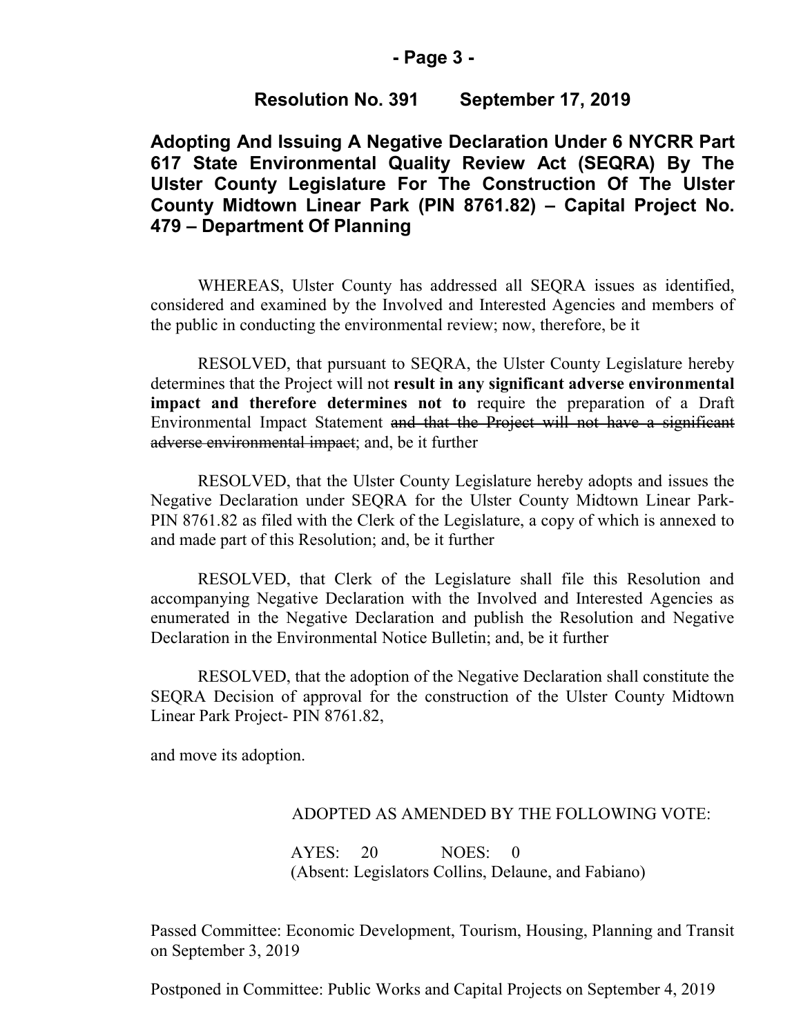**Resolution No. 391 September 17, 2019**

**Adopting And Issuing A Negative Declaration Under 6 NYCRR Part 617 State Environmental Quality Review Act (SEQRA) By The Ulster County Legislature For The Construction Of The Ulster County Midtown Linear Park (PIN 8761.82) – Capital Project No. 479 – Department Of Planning**

WHEREAS, Ulster County has addressed all SEQRA issues as identified, considered and examined by the Involved and Interested Agencies and members of the public in conducting the environmental review; now, therefore, be it

RESOLVED, that pursuant to SEQRA, the Ulster County Legislature hereby determines that the Project will not **result in any significant adverse environmental impact and therefore determines not to** require the preparation of a Draft Environmental Impact Statement ~~and that the Project will not have a significant adverse environmental impact~~; and, be it further

RESOLVED, that the Ulster County Legislature hereby adopts and issues the Negative Declaration under SEQRA for the Ulster County Midtown Linear Park-PIN 8761.82 as filed with the Clerk of the Legislature, a copy of which is annexed to and made part of this Resolution; and, be it further

RESOLVED, that Clerk of the Legislature shall file this Resolution and accompanying Negative Declaration with the Involved and Interested Agencies as enumerated in the Negative Declaration and publish the Resolution and Negative Declaration in the Environmental Notice Bulletin; and, be it further

RESOLVED, that the adoption of the Negative Declaration shall constitute the SEQRA Decision of approval for the construction of the Ulster County Midtown Linear Park Project- PIN 8761.82,

and move its adoption.

ADOPTED AS AMENDED BY THE FOLLOWING VOTE:

AYES: 20 NOES: 0
(Absent: Legislators Collins, Delaune, and Fabiano)

Passed Committee: Economic Development, Tourism, Housing, Planning and Transit on September 3, 2019

Postponed in Committee: Public Works and Capital Projects on September 4, 2019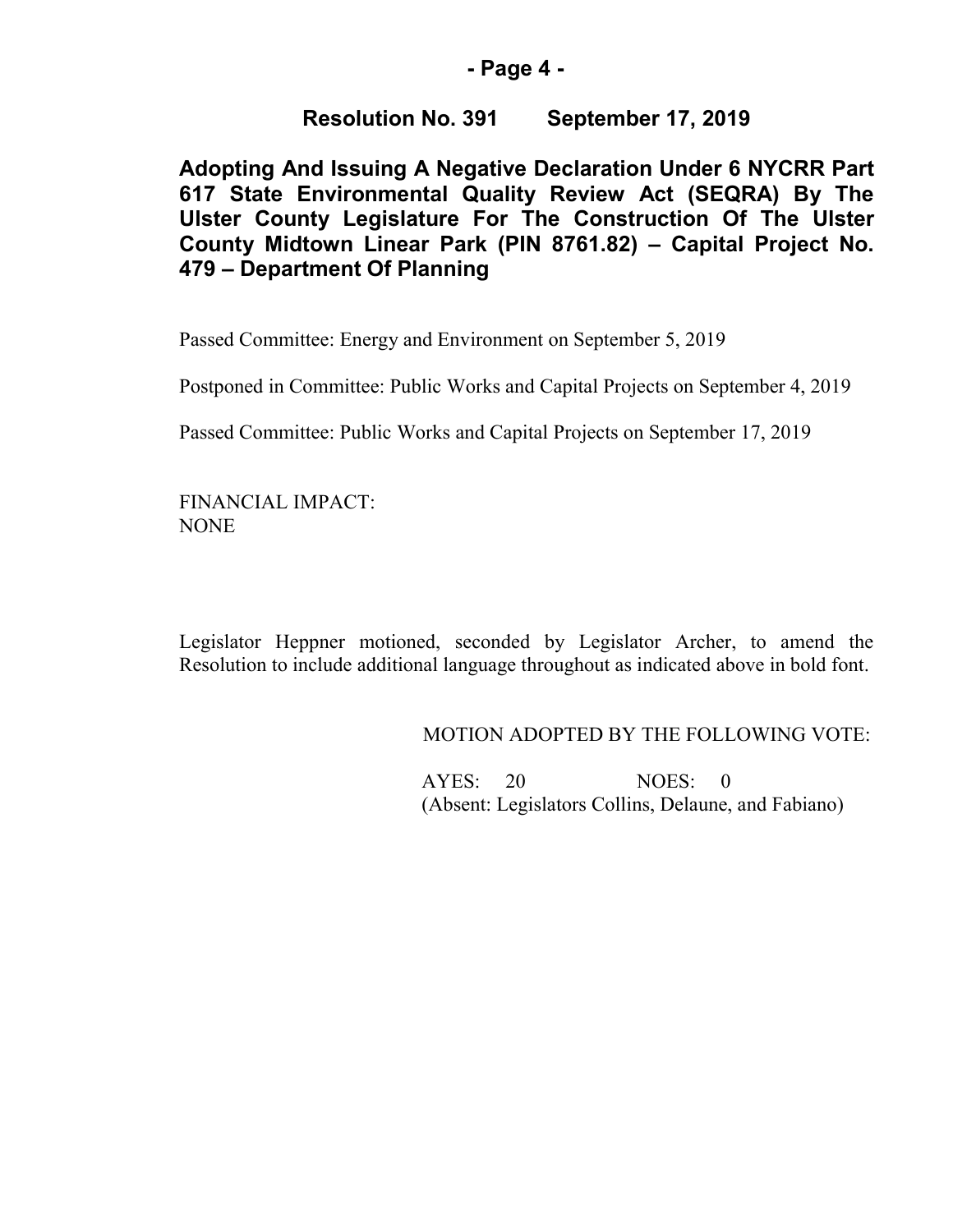**Resolution No. 391 September 17, 2019**

**Adopting And Issuing A Negative Declaration Under 6 NYCRR Part 617 State Environmental Quality Review Act (SEQRA) By The Ulster County Legislature For The Construction Of The Ulster County Midtown Linear Park (PIN 8761.82) – Capital Project No. 479 – Department Of Planning**

Passed Committee: Energy and Environment on September 5, 2019

Postponed in Committee: Public Works and Capital Projects on September 4, 2019

Passed Committee: Public Works and Capital Projects on September 17, 2019

FINANCIAL IMPACT:
NONE

Legislator Heppner motioned, seconded by Legislator Archer, to amend the Resolution to include additional language throughout as indicated above in bold font.

MOTION ADOPTED BY THE FOLLOWING VOTE:

AYES: 20 NOES: 0
(Absent: Legislators Collins, Delaune, and Fabiano)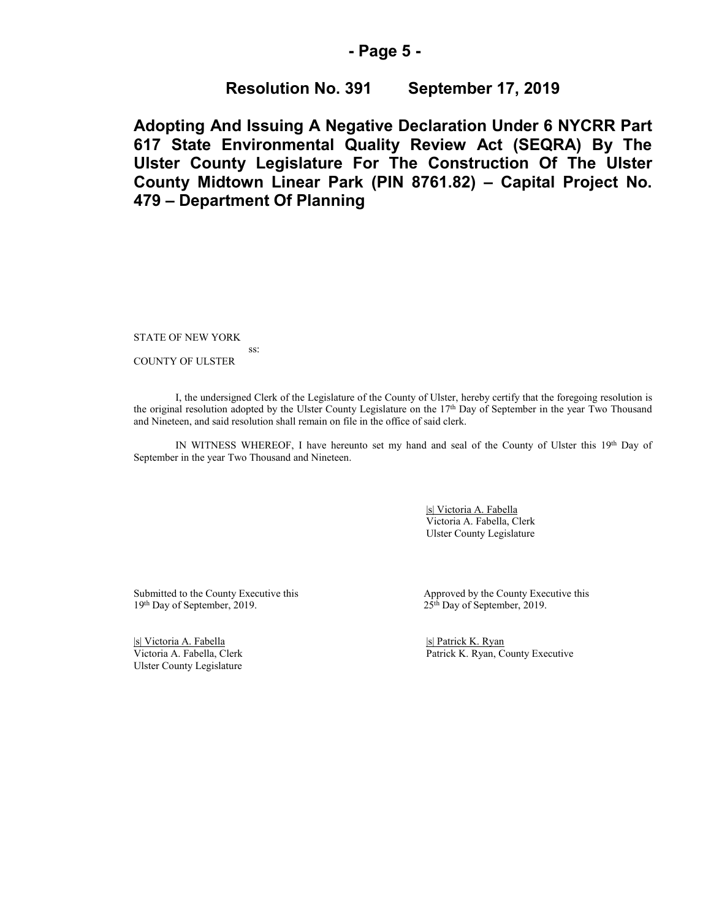## Resolution No. 391 September 17, 2019

## Adopting And Issuing A Negative Declaration Under 6 NYCRR Part 617 State Environmental Quality Review Act (SEQRA) By The Ulster County Legislature For The Construction Of The Ulster County Midtown Linear Park (PIN 8761.82) – Capital Project No. 479 – Department Of Planning

STATE OF NEW YORK
ss:
COUNTY OF ULSTER

I, the undersigned Clerk of the Legislature of the County of Ulster, hereby certify that the foregoing resolution is the original resolution adopted by the Ulster County Legislature on the 17th Day of September in the year Two Thousand and Nineteen, and said resolution shall remain on file in the office of said clerk.

IN WITNESS WHEREOF, I have hereunto set my hand and seal of the County of Ulster this 19th Day of September in the year Two Thousand and Nineteen.

|s| Victoria A. Fabella
Victoria A. Fabella, Clerk
Ulster County Legislature

Submitted to the County Executive this 19th Day of September, 2019.

|s| Victoria A. Fabella
Victoria A. Fabella, Clerk
Ulster County Legislature

Approved by the County Executive this 25th Day of September, 2019.

|s| Patrick K. Ryan
Patrick K. Ryan, County Executive